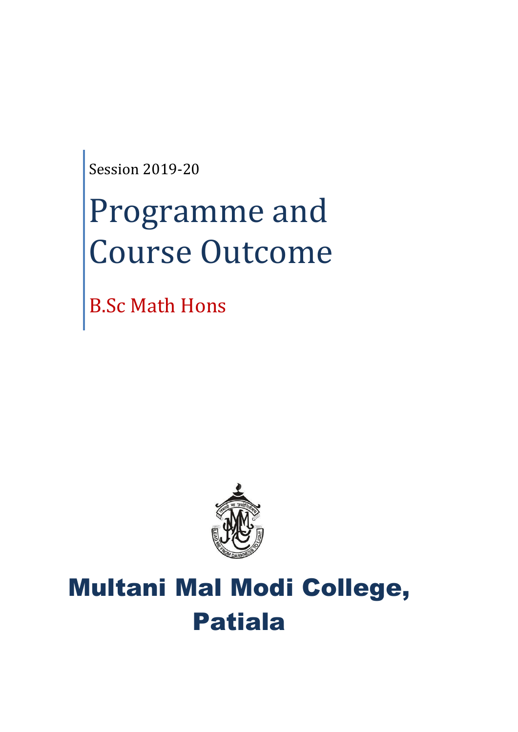Session 2019-20

# Programme and Course Outcome

## B.Sc Math Hons

# Multani Mal Modi College, Patiala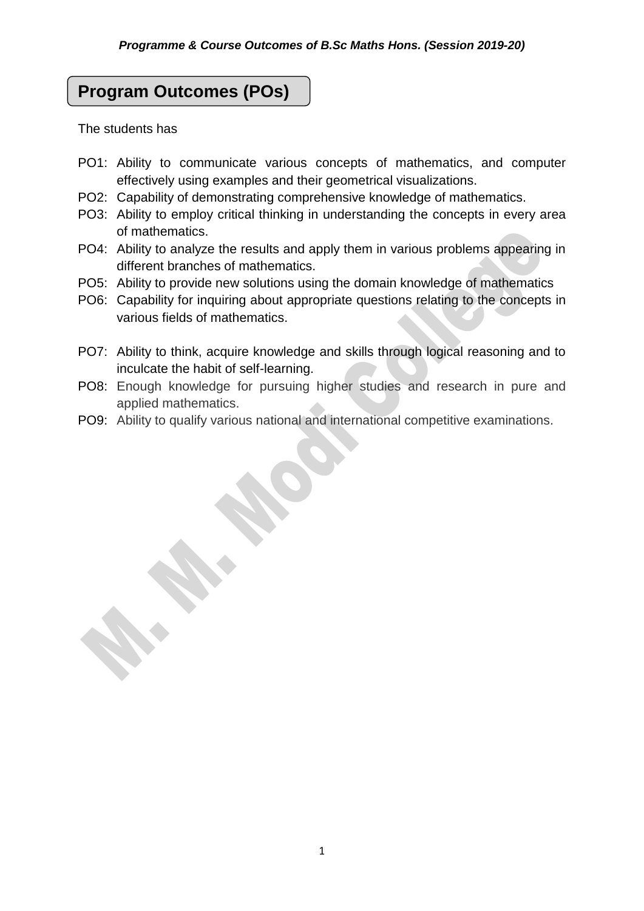## Program Outcomes (POs)

The students has

- PO1: Ability to communicate various concepts of mathematics, and computer effectively using examples and their geometrical visualizations.
- PO2: Capability of demonstrating comprehensive knowledge of mathematics.
- PO3: Ability to employ critical thinking in understanding the concepts in every area of mathematics.
- PO4: Ability to analyze the results and apply them in various problems appearing in different branches of mathematics.
- PO5: Ability to provide new solutions using the domain knowledge of mathematics
- PO6: Capability for inquiring about appropriate questions relating to the concepts in various fields of mathematics.
- PO7: Ability to think, acquire knowledge and skills through logical reasoning and to inculcate the habit of self-learning.
- PO8: Enough knowledge for pursuing higher studies and research in pure and applied mathematics.
- PO9: Ability to qualify various national and international competitive examinations.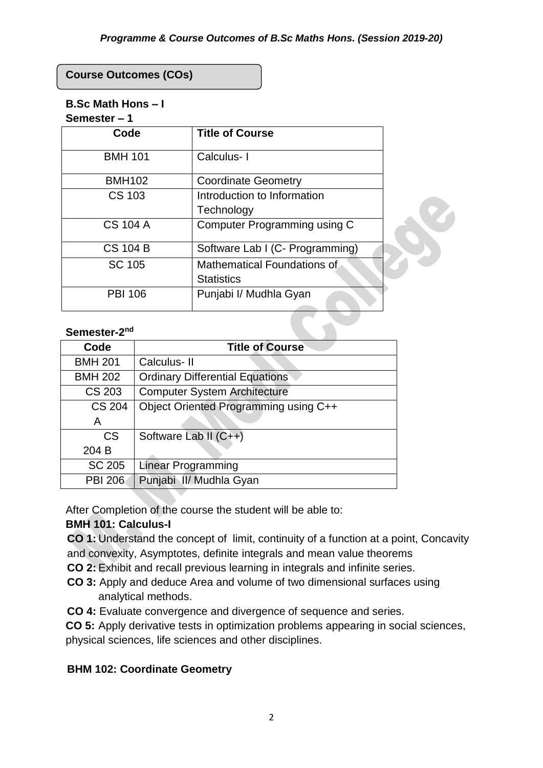## Course Outcomes (COs)

**B.Sc Math Hons – I**

**Semester – 1**

| Code | Title of Course |
|---|---|
| BMH 101 | Calculus- I |
| BMH102 | Coordinate Geometry |
| CS 103 | Introduction to Information Technology |
| CS 104 A | Computer Programming using C |
| CS 104 B | Software Lab I (C- Programming) |
| SC 105 | Mathematical Foundations of Statistics |
| PBI 106 | Punjabi I/ Mudhla Gyan |

**Semester-2nd**

| Code | Title of Course |
|---|---|
| BMH 201 | Calculus- II |
| BMH 202 | Ordinary Differential Equations |
| CS 203 | Computer System Architecture |
| CS 204 A | Object Oriented Programming using C++ |
| CS 204 B | Software Lab II (C++) |
| SC 205 | Linear Programming |
| PBI 206 | Punjabi II/ Mudhla Gyan |

After Completion of the course the student will be able to:

**BMH 101: Calculus-I**

**CO 1:** Understand the concept of limit, continuity of a function at a point, Concavity and convexity, Asymptotes, definite integrals and mean value theorems

**CO 2:** Exhibit and recall previous learning in integrals and infinite series.

**CO 3:** Apply and deduce Area and volume of two dimensional surfaces using analytical methods.

**CO 4:** Evaluate convergence and divergence of sequence and series.

**CO 5:** Apply derivative tests in optimization problems appearing in social sciences, physical sciences, life sciences and other disciplines.

**BHM 102: Coordinate Geometry**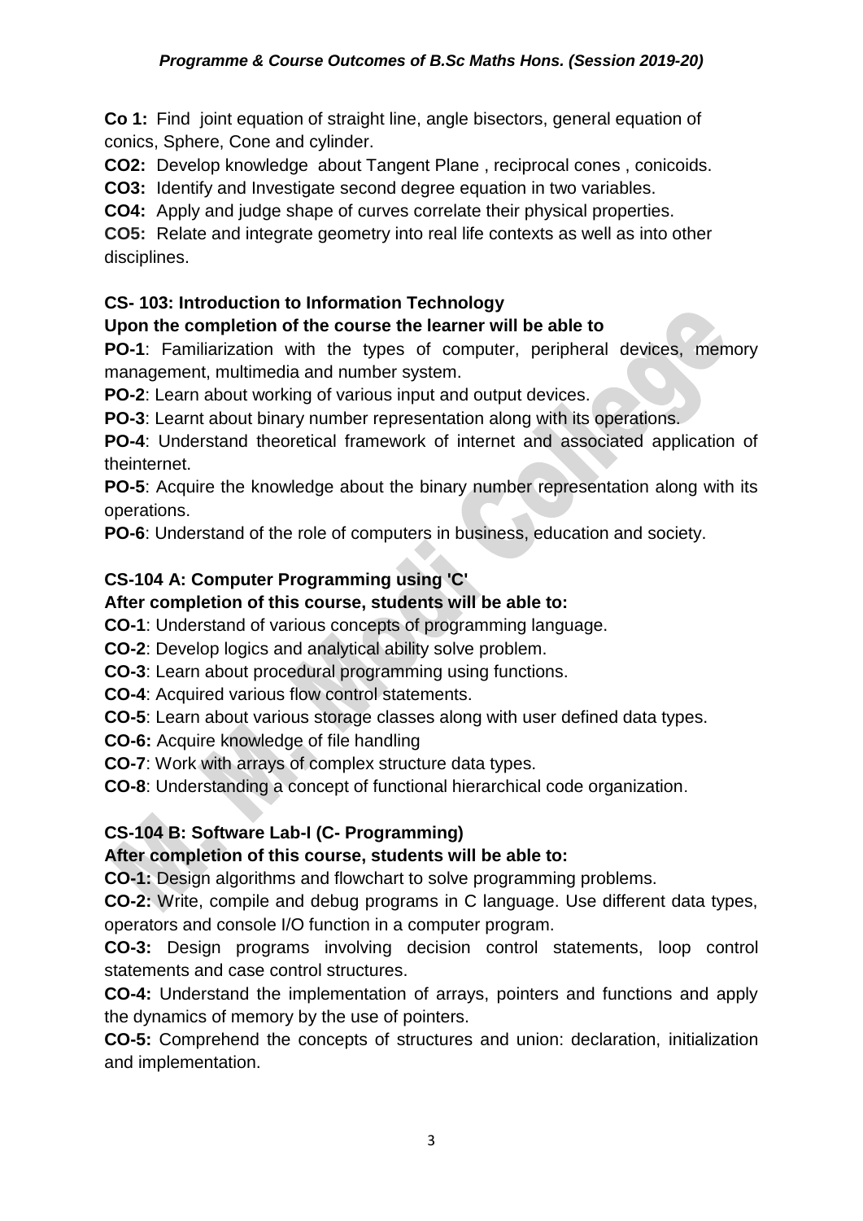**Co 1:** Find joint equation of straight line, angle bisectors, general equation of conics, Sphere, Cone and cylinder.

**CO2:** Develop knowledge about Tangent Plane , reciprocal cones , conicoids.

**CO3:** Identify and Investigate second degree equation in two variables.

**CO4:** Apply and judge shape of curves correlate their physical properties.

**CO5:** Relate and integrate geometry into real life contexts as well as into other disciplines.

### CS- 103: Introduction to Information Technology

**Upon the completion of the course the learner will be able to**

**PO-1**: Familiarization with the types of computer, peripheral devices, memory management, multimedia and number system.

**PO-2**: Learn about working of various input and output devices.

**PO-3**: Learnt about binary number representation along with its operations.

**PO-4**: Understand theoretical framework of internet and associated application of theinternet.

**PO-5**: Acquire the knowledge about the binary number representation along with its operations.

**PO-6**: Understand of the role of computers in business, education and society.

### CS-104 A: Computer Programming using 'C'

**After completion of this course, students will be able to:**

**CO-1**: Understand of various concepts of programming language.

**CO-2**: Develop logics and analytical ability solve problem.

**CO-3**: Learn about procedural programming using functions.

**CO-4**: Acquired various flow control statements.

**CO-5**: Learn about various storage classes along with user defined data types.

**CO-6:** Acquire knowledge of file handling

**CO-7**: Work with arrays of complex structure data types.

**CO-8**: Understanding a concept of functional hierarchical code organization.

### CS-104 B: Software Lab-I (C- Programming)

**After completion of this course, students will be able to:**

**CO-1:** Design algorithms and flowchart to solve programming problems.

**CO-2:** Write, compile and debug programs in C language. Use different data types, operators and console I/O function in a computer program.

**CO-3:** Design programs involving decision control statements, loop control statements and case control structures.

**CO-4:** Understand the implementation of arrays, pointers and functions and apply the dynamics of memory by the use of pointers.

**CO-5:** Comprehend the concepts of structures and union: declaration, initialization and implementation.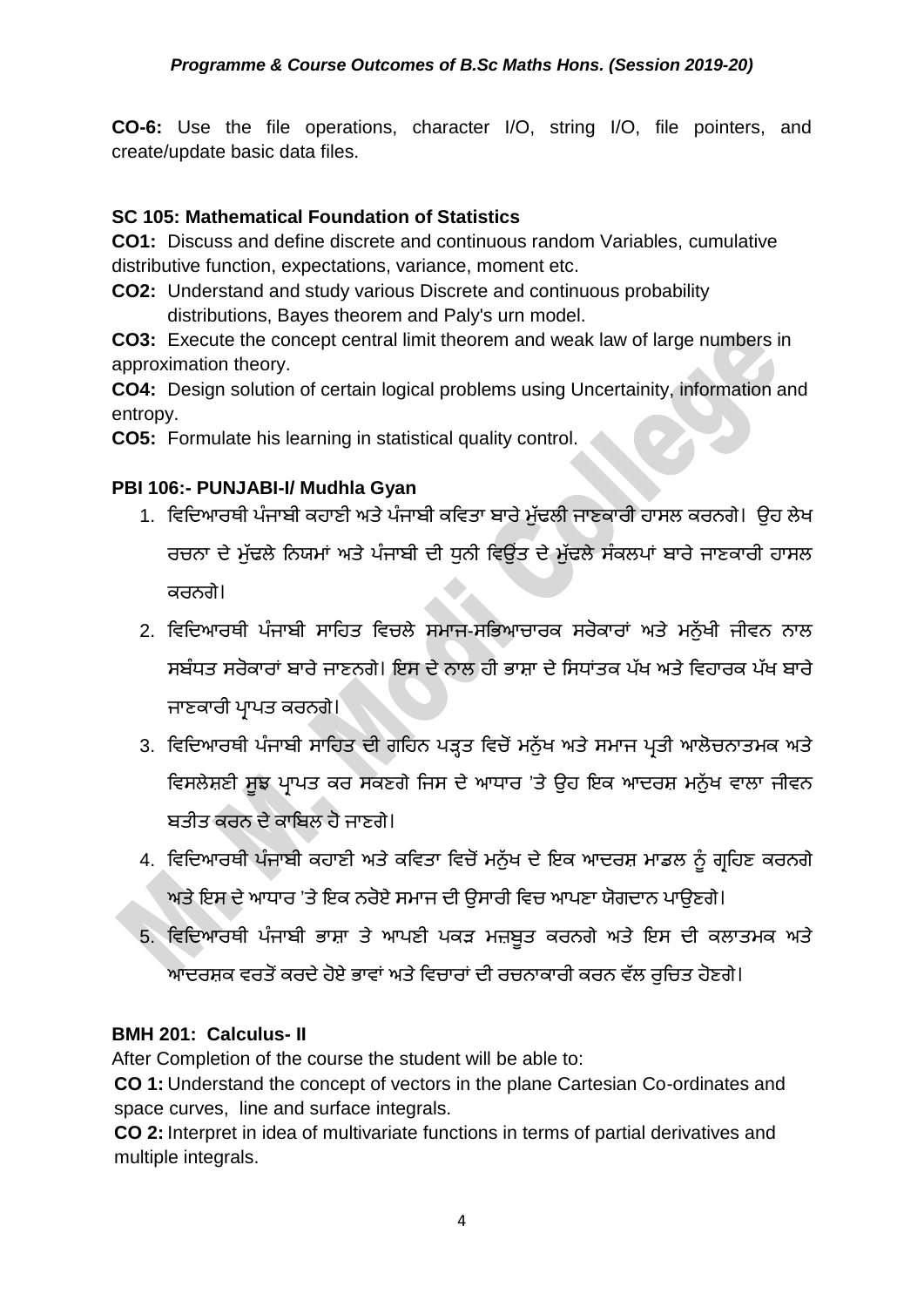**CO-6:** Use the file operations, character I/O, string I/O, file pointers, and create/update basic data files.

**SC 105: Mathematical Foundation of Statistics**

**CO1:** Discuss and define discrete and continuous random Variables, cumulative distributive function, expectations, variance, moment etc.

**CO2:** Understand and study various Discrete and continuous probability distributions, Bayes theorem and Paly's urn model.

**CO3:** Execute the concept central limit theorem and weak law of large numbers in approximation theory.

**CO4:** Design solution of certain logical problems using Uncertainity, information and entropy.

**CO5:** Formulate his learning in statistical quality control.

**PBI 106:- PUNJABI-I/ Mudhla Gyan**

1. ਵਿਦਿਆਰਥੀ ਪੰਜਾਬੀ ਕਹਾਣੀ ਅਤੇ ਪੰਜਾਬੀ ਕਵਿਤਾ ਬਾਰੇ ਮੁੱਢਲੀ ਜਾਣਕਾਰੀ ਹਾਸਲ ਕਰਨਗੇ। ਉਹ ਲੇਖ ਰਚਨਾ ਦੇ ਮੁੱਢਲੇ ਨਿਯਮਾਂ ਅਤੇ ਪੰਜਾਬੀ ਦੀ ਧੁਨੀ ਵਿਉਂਤ ਦੇ ਮੁੱਢਲੇ ਸੰਕਲਪਾਂ ਬਾਰੇ ਜਾਣਕਾਰੀ ਹਾਸਲ ਕਰਨਗੇ।
2. ਵਿਦਿਆਰਥੀ ਪੰਜਾਬੀ ਸਾਹਿਤ ਵਿਚਲੇ ਸਮਾਜ-ਸਭਿਆਚਾਰਕ ਸਰੋਕਾਰਾਂ ਅਤੇ ਮਨੁੱਖੀ ਜੀਵਨ ਨਾਲ ਸਬੰਧਤ ਸਰੋਕਾਰਾਂ ਬਾਰੇ ਜਾਣਨਗੇ। ਇਸ ਦੇ ਨਾਲ ਹੀ ਭਾਸ਼ਾ ਦੇ ਸਿਧਾਂਤਕ ਪੱਖ ਅਤੇ ਵਿਹਾਰਕ ਪੱਖ ਬਾਰੇ ਜਾਣਕਾਰੀ ਪ੍ਰਾਪਤ ਕਰਨਗੇ।
3. ਵਿਦਿਆਰਥੀ ਪੰਜਾਬੀ ਸਾਹਿਤ ਦੀ ਗਹਿਨ ਪੜ੍ਹਤ ਵਿਚੋਂ ਮਨੁੱਖ ਅਤੇ ਸਮਾਜ ਪ੍ਰਤੀ ਆਲੋਚਨਾਤਮਕ ਅਤੇ ਵਿਸ਼ਲੇਸ਼ਣੀ ਸੂਝ ਪ੍ਰਾਪਤ ਕਰ ਸਕਣਗੇ ਜਿਸ ਦੇ ਆਧਾਰ 'ਤੇ ਉਹ ਇਕ ਆਦਰਸ਼ ਮਨੁੱਖ ਵਾਲਾ ਜੀਵਨ ਬਤੀਤ ਕਰਨ ਦੇ ਕਾਬਿਲ ਹੋ ਜਾਣਗੇ।
4. ਵਿਦਿਆਰਥੀ ਪੰਜਾਬੀ ਕਹਾਣੀ ਅਤੇ ਕਵਿਤਾ ਵਿਚੋਂ ਮਨੁੱਖ ਦੇ ਇਕ ਆਦਰਸ਼ ਮਾਡਲ ਨੂੰ ਗ੍ਰਹਿਣ ਕਰਨਗੇ ਅਤੇ ਇਸ ਦੇ ਆਧਾਰ 'ਤੇ ਇਕ ਨਰੋਏ ਸਮਾਜ ਦੀ ਉਸਾਰੀ ਵਿਚ ਆਪਣਾ ਯੋਗਦਾਨ ਪਾਉਣਗੇ।
5. ਵਿਦਿਆਰਥੀ ਪੰਜਾਬੀ ਭਾਸ਼ਾ ਤੇ ਆਪਣੀ ਪਕੜ ਮਜ਼ਬੂਤ ਕਰਨਗੇ ਅਤੇ ਇਸ ਦੀ ਕਲਾਤਮਕ ਅਤੇ ਆਦਰਸ਼ਕ ਵਰਤੋਂ ਕਰਦੇ ਹੋਏ ਭਾਵਾਂ ਅਤੇ ਵਿਚਾਰਾਂ ਦੀ ਰਚਨਾਕਾਰੀ ਕਰਨ ਵੱਲ ਰੁਚਿਤ ਹੋਣਗੇ।

**BMH 201: Calculus- II**

After Completion of the course the student will be able to:

**CO 1:** Understand the concept of vectors in the plane Cartesian Co-ordinates and space curves, line and surface integrals.

**CO 2:** Interpret in idea of multivariate functions in terms of partial derivatives and multiple integrals.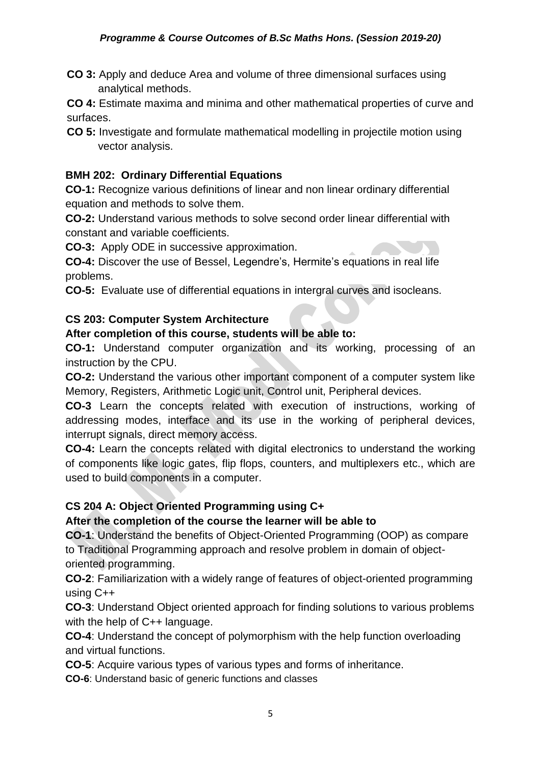**CO 3:** Apply and deduce Area and volume of three dimensional surfaces using analytical methods.

**CO 4:** Estimate maxima and minima and other mathematical properties of curve and surfaces.

**CO 5:** Investigate and formulate mathematical modelling in projectile motion using vector analysis.

**BMH 202: Ordinary Differential Equations**

**CO-1:** Recognize various definitions of linear and non linear ordinary differential equation and methods to solve them.

**CO-2:** Understand various methods to solve second order linear differential with constant and variable coefficients.

**CO-3:** Apply ODE in successive approximation.

**CO-4:** Discover the use of Bessel, Legendre's, Hermite's equations in real life problems.

**CO-5:** Evaluate use of differential equations in intergral curves and isocleans.

**CS 203: Computer System Architecture**

**After completion of this course, students will be able to:**

**CO-1:** Understand computer organization and its working, processing of an instruction by the CPU.

**CO-2:** Understand the various other important component of a computer system like Memory, Registers, Arithmetic Logic unit, Control unit, Peripheral devices.

**CO-3** Learn the concepts related with execution of instructions, working of addressing modes, interface and its use in the working of peripheral devices, interrupt signals, direct memory access.

**CO-4:** Learn the concepts related with digital electronics to understand the working of components like logic gates, flip flops, counters, and multiplexers etc., which are used to build components in a computer.

**CS 204 A: Object Oriented Programming using C+**

**After the completion of the course the learner will be able to**

**CO-1**: Understand the benefits of Object-Oriented Programming (OOP) as compare to Traditional Programming approach and resolve problem in domain of object-oriented programming.

**CO-2**: Familiarization with a widely range of features of object-oriented programming using C++

**CO-3**: Understand Object oriented approach for finding solutions to various problems with the help of C++ language.

**CO-4**: Understand the concept of polymorphism with the help function overloading and virtual functions.

**CO-5**: Acquire various types of various types and forms of inheritance.

**CO-6**: Understand basic of generic functions and classes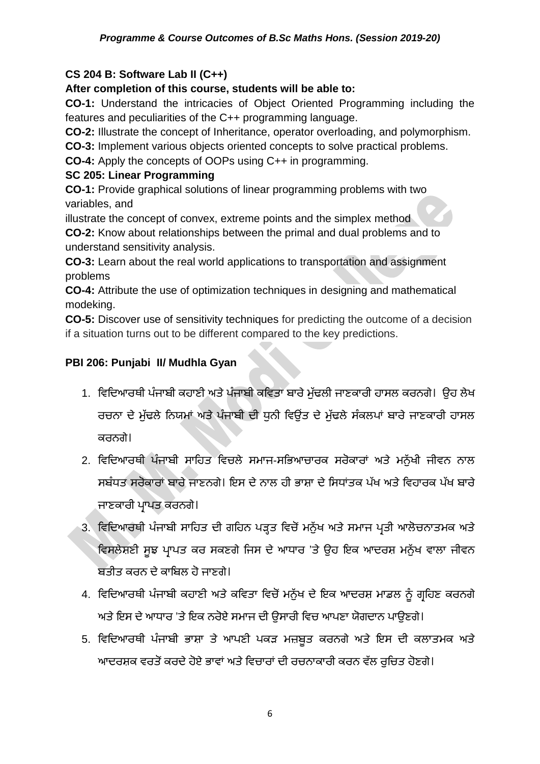**CS 204 B: Software Lab II (C++)**

**After completion of this course, students will be able to:**

**CO-1:** Understand the intricacies of Object Oriented Programming including the features and peculiarities of the C++ programming language.

**CO-2:** Illustrate the concept of Inheritance, operator overloading, and polymorphism.

**CO-3:** Implement various objects oriented concepts to solve practical problems.

**CO-4:** Apply the concepts of OOPs using C++ in programming.

**SC 205: Linear Programming**

**CO-1:** Provide graphical solutions of linear programming problems with two variables, and
illustrate the concept of convex, extreme points and the simplex method

**CO-2:** Know about relationships between the primal and dual problems and to understand sensitivity analysis.

**CO-3:** Learn about the real world applications to transportation and assignment problems

**CO-4:** Attribute the use of optimization techniques in designing and mathematical modeking.

**CO-5:** Discover use of sensitivity techniques for predicting the outcome of a decision if a situation turns out to be different compared to the key predictions.

**PBI 206: Punjabi II/ Mudhla Gyan**

1. ਵਿਦਿਆਰਥੀ ਪੰਜਾਬੀ ਕਹਾਣੀ ਅਤੇ ਪੰਜਾਬੀ ਕਵਿਤਾ ਬਾਰੇ ਮੁੱਢਲੀ ਜਾਣਕਾਰੀ ਹਾਸਲ ਕਰਨਗੇ। ਉਹ ਲੇਖ ਰਚਨਾ ਦੇ ਮੁੱਢਲੇ ਨਿਯਮਾਂ ਅਤੇ ਪੰਜਾਬੀ ਦੀ ਧੁਨੀ ਵਿਉਂਤ ਦੇ ਮੁੱਢਲੇ ਸੰਕਲਪਾਂ ਬਾਰੇ ਜਾਣਕਾਰੀ ਹਾਸਲ ਕਰਨਗੇ।
2. ਵਿਦਿਆਰਥੀ ਪੰਜਾਬੀ ਸਾਹਿਤ ਵਿਚਲੇ ਸਮਾਜ-ਸਭਿਆਚਾਰਕ ਸਰੋਕਾਰਾਂ ਅਤੇ ਮਨੁੱਖੀ ਜੀਵਨ ਨਾਲ ਸਬੰਧਤ ਸਰੋਕਾਰਾਂ ਬਾਰੇ ਜਾਣਨਗੇ। ਇਸ ਦੇ ਨਾਲ ਹੀ ਭਾਸ਼ਾ ਦੇ ਸਿਧਾਂਤਕ ਪੱਖ ਅਤੇ ਵਿਹਾਰਕ ਪੱਖ ਬਾਰੇ ਜਾਣਕਾਰੀ ਪ੍ਰਾਪਤ ਕਰਨਗੇ।
3. ਵਿਦਿਆਰਥੀ ਪੰਜਾਬੀ ਸਾਹਿਤ ਦੀ ਗਹਿਨ ਪੜ੍ਹਤ ਵਿਚੋਂ ਮਨੁੱਖ ਅਤੇ ਸਮਾਜ ਪ੍ਰਤੀ ਆਲੋਚਨਾਤਮਕ ਅਤੇ ਵਿਸਲੇਸ਼ਣੀ ਸੂਝ ਪ੍ਰਾਪਤ ਕਰ ਸਕਣਗੇ ਜਿਸ ਦੇ ਆਧਾਰ 'ਤੇ ਉਹ ਇਕ ਆਦਰਸ਼ ਮਨੁੱਖ ਵਾਲਾ ਜੀਵਨ ਬਤੀਤ ਕਰਨ ਦੇ ਕਾਬਿਲ ਹੋ ਜਾਣਗੇ।
4. ਵਿਦਿਆਰਥੀ ਪੰਜਾਬੀ ਕਹਾਣੀ ਅਤੇ ਕਵਿਤਾ ਵਿਚੋਂ ਮਨੁੱਖ ਦੇ ਇਕ ਆਦਰਸ਼ ਮਾਡਲ ਨੂੰ ਗ੍ਰਹਿਣ ਕਰਨਗੇ ਅਤੇ ਇਸ ਦੇ ਆਧਾਰ 'ਤੇ ਇਕ ਨਰੋਏ ਸਮਾਜ ਦੀ ਉਸਾਰੀ ਵਿਚ ਆਪਣਾ ਯੋਗਦਾਨ ਪਾਉਣਗੇ।
5. ਵਿਦਿਆਰਥੀ ਪੰਜਾਬੀ ਭਾਸ਼ਾ ਤੇ ਆਪਣੀ ਪਕੜ ਮਜ਼ਬੂਤ ਕਰਨਗੇ ਅਤੇ ਇਸ ਦੀ ਕਲਾਤਮਕ ਅਤੇ ਆਦਰਸ਼ਕ ਵਰਤੋਂ ਕਰਦੇ ਹੋਏ ਭਾਵਾਂ ਅਤੇ ਵਿਚਾਰਾਂ ਦੀ ਰਚਨਾਕਾਰੀ ਕਰਨ ਵੱਲ ਰੁਚਿਤ ਹੋਣਗੇ।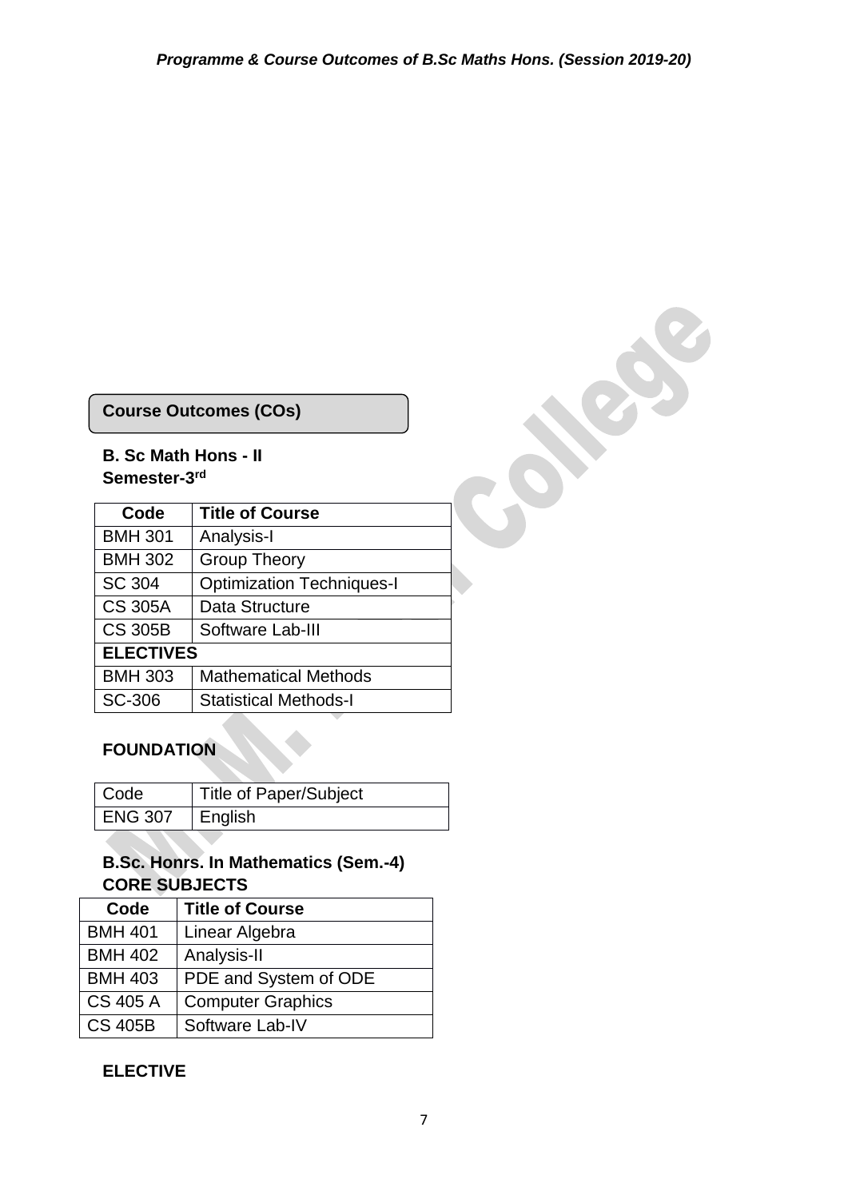## Course Outcomes (COs)

**B. Sc Math Hons - II**
**Semester-3rd**

| Code | Title of Course |
|---|---|
| BMH 301 | Analysis-I |
| BMH 302 | Group Theory |
| SC 304 | Optimization Techniques-I |
| CS 305A | Data Structure |
| CS 305B | Software Lab-III |
| **ELECTIVES** | |
| BMH 303 | Mathematical Methods |
| SC-306 | Statistical Methods-I |

### FOUNDATION

| Code | Title of Paper/Subject |
|---|---|
| ENG 307 | English |

**B.Sc. Honrs. In Mathematics (Sem.-4)**
**CORE SUBJECTS**

| Code | Title of Course |
|---|---|
| BMH 401 | Linear Algebra |
| BMH 402 | Analysis-II |
| BMH 403 | PDE and System of ODE |
| CS 405 A | Computer Graphics |
| CS 405B | Software Lab-IV |

### ELECTIVE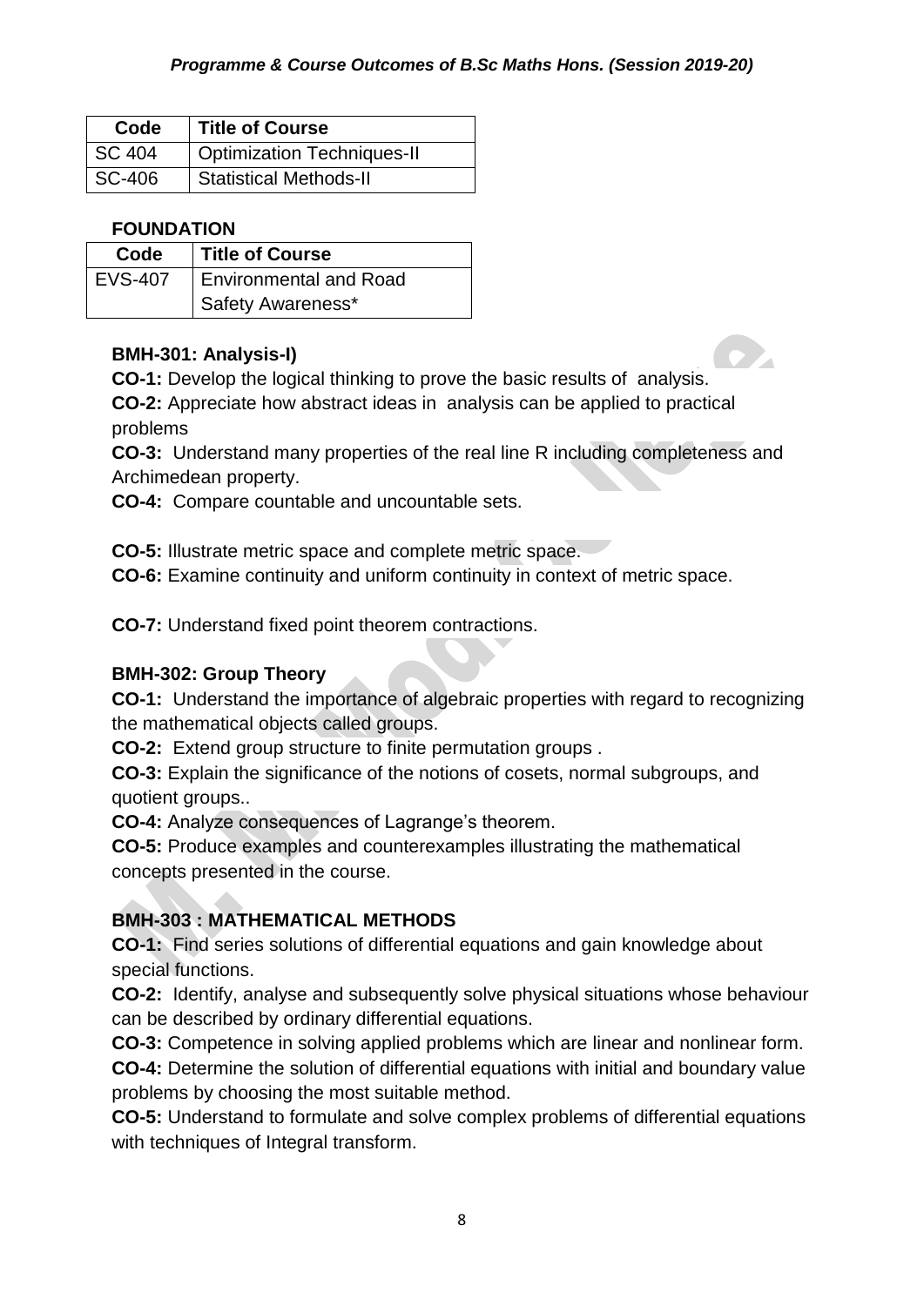| Code | Title of Course |
|---|---|
| SC 404 | Optimization Techniques-II |
| SC-406 | Statistical Methods-II |

**FOUNDATION**

| Code | Title of Course |
|---|---|
| EVS-407 | Environmental and Road Safety Awareness* |

**BMH-301: Analysis-I)**

**CO-1:** Develop the logical thinking to prove the basic results of analysis.

**CO-2:** Appreciate how abstract ideas in analysis can be applied to practical problems

**CO-3:** Understand many properties of the real line R including completeness and Archimedean property.

**CO-4:** Compare countable and uncountable sets.

**CO-5:** Illustrate metric space and complete metric space.

**CO-6:** Examine continuity and uniform continuity in context of metric space.

**CO-7:** Understand fixed point theorem contractions.

**BMH-302: Group Theory**

**CO-1:** Understand the importance of algebraic properties with regard to recognizing the mathematical objects called groups.

**CO-2:** Extend group structure to finite permutation groups .

**CO-3:** Explain the significance of the notions of cosets, normal subgroups, and quotient groups..

**CO-4:** Analyze consequences of Lagrange's theorem.

**CO-5:** Produce examples and counterexamples illustrating the mathematical concepts presented in the course.

**BMH-303 : MATHEMATICAL METHODS**

**CO-1:** Find series solutions of differential equations and gain knowledge about special functions.

**CO-2:** Identify, analyse and subsequently solve physical situations whose behaviour can be described by ordinary differential equations.

**CO-3:** Competence in solving applied problems which are linear and nonlinear form.

**CO-4:** Determine the solution of differential equations with initial and boundary value problems by choosing the most suitable method.

**CO-5:** Understand to formulate and solve complex problems of differential equations with techniques of Integral transform.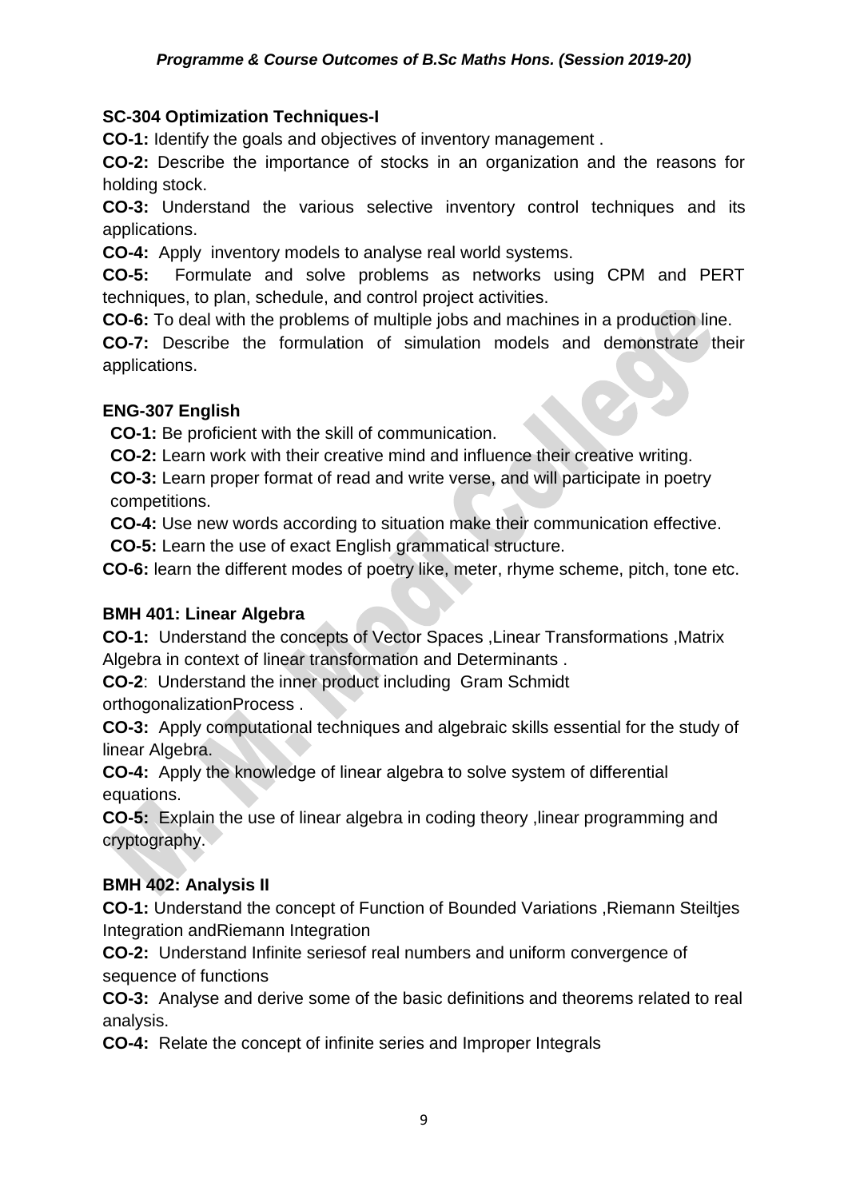### SC-304 Optimization Techniques-I

**CO-1:** Identify the goals and objectives of inventory management .

**CO-2:** Describe the importance of stocks in an organization and the reasons for holding stock.

**CO-3:** Understand the various selective inventory control techniques and its applications.

**CO-4:** Apply inventory models to analyse real world systems.

**CO-5:** Formulate and solve problems as networks using CPM and PERT techniques, to plan, schedule, and control project activities.

**CO-6:** To deal with the problems of multiple jobs and machines in a production line.

**CO-7:** Describe the formulation of simulation models and demonstrate their applications.

### ENG-307 English

**CO-1:** Be proficient with the skill of communication.

**CO-2:** Learn work with their creative mind and influence their creative writing.

**CO-3:** Learn proper format of read and write verse, and will participate in poetry competitions.

**CO-4:** Use new words according to situation make their communication effective.

**CO-5:** Learn the use of exact English grammatical structure.

**CO-6:** learn the different modes of poetry like, meter, rhyme scheme, pitch, tone etc.

### BMH 401: Linear Algebra

**CO-1:** Understand the concepts of Vector Spaces ,Linear Transformations ,Matrix Algebra in context of linear transformation and Determinants .

**CO-2**: Understand the inner product including Gram Schmidt orthogonalizationProcess .

**CO-3:** Apply computational techniques and algebraic skills essential for the study of linear Algebra.

**CO-4:** Apply the knowledge of linear algebra to solve system of differential equations.

**CO-5:** Explain the use of linear algebra in coding theory ,linear programming and cryptography.

### BMH 402: Analysis II

**CO-1:** Understand the concept of Function of Bounded Variations ,Riemann Steiltjes Integration andRiemann Integration

**CO-2:** Understand Infinite seriesof real numbers and uniform convergence of sequence of functions

**CO-3:** Analyse and derive some of the basic definitions and theorems related to real analysis.

**CO-4:** Relate the concept of infinite series and Improper Integrals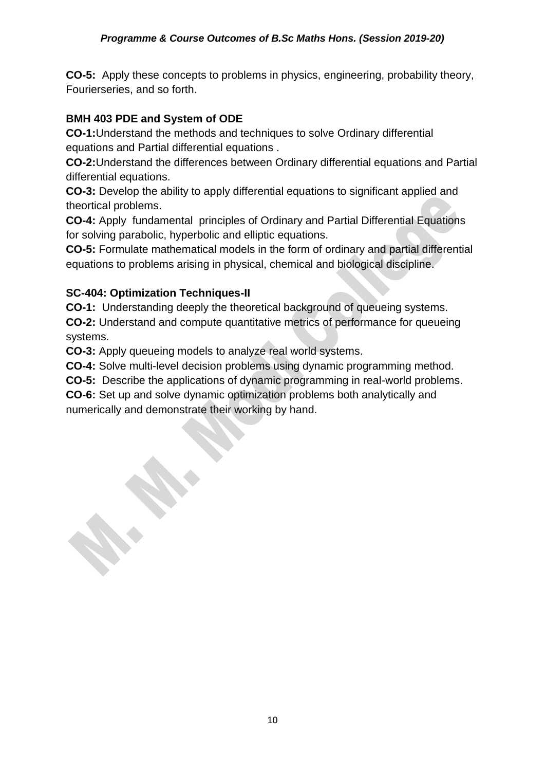**CO-5:** Apply these concepts to problems in physics, engineering, probability theory, Fourierseries, and so forth.

**BMH 403 PDE and System of ODE**

**CO-1:** Understand the methods and techniques to solve Ordinary differential equations and Partial differential equations .

**CO-2:** Understand the differences between Ordinary differential equations and Partial differential equations.

**CO-3:** Develop the ability to apply differential equations to significant applied and theortical problems.

**CO-4:** Apply fundamental principles of Ordinary and Partial Differential Equations for solving parabolic, hyperbolic and elliptic equations.

**CO-5:** Formulate mathematical models in the form of ordinary and partial differential equations to problems arising in physical, chemical and biological discipline.

**SC-404: Optimization Techniques-II**

**CO-1:** Understanding deeply the theoretical background of queueing systems.

**CO-2:** Understand and compute quantitative metrics of performance for queueing systems.

**CO-3:** Apply queueing models to analyze real world systems.

**CO-4:** Solve multi-level decision problems using dynamic programming method.

**CO-5:** Describe the applications of dynamic programming in real-world problems.

**CO-6:** Set up and solve dynamic optimization problems both analytically and numerically and demonstrate their working by hand.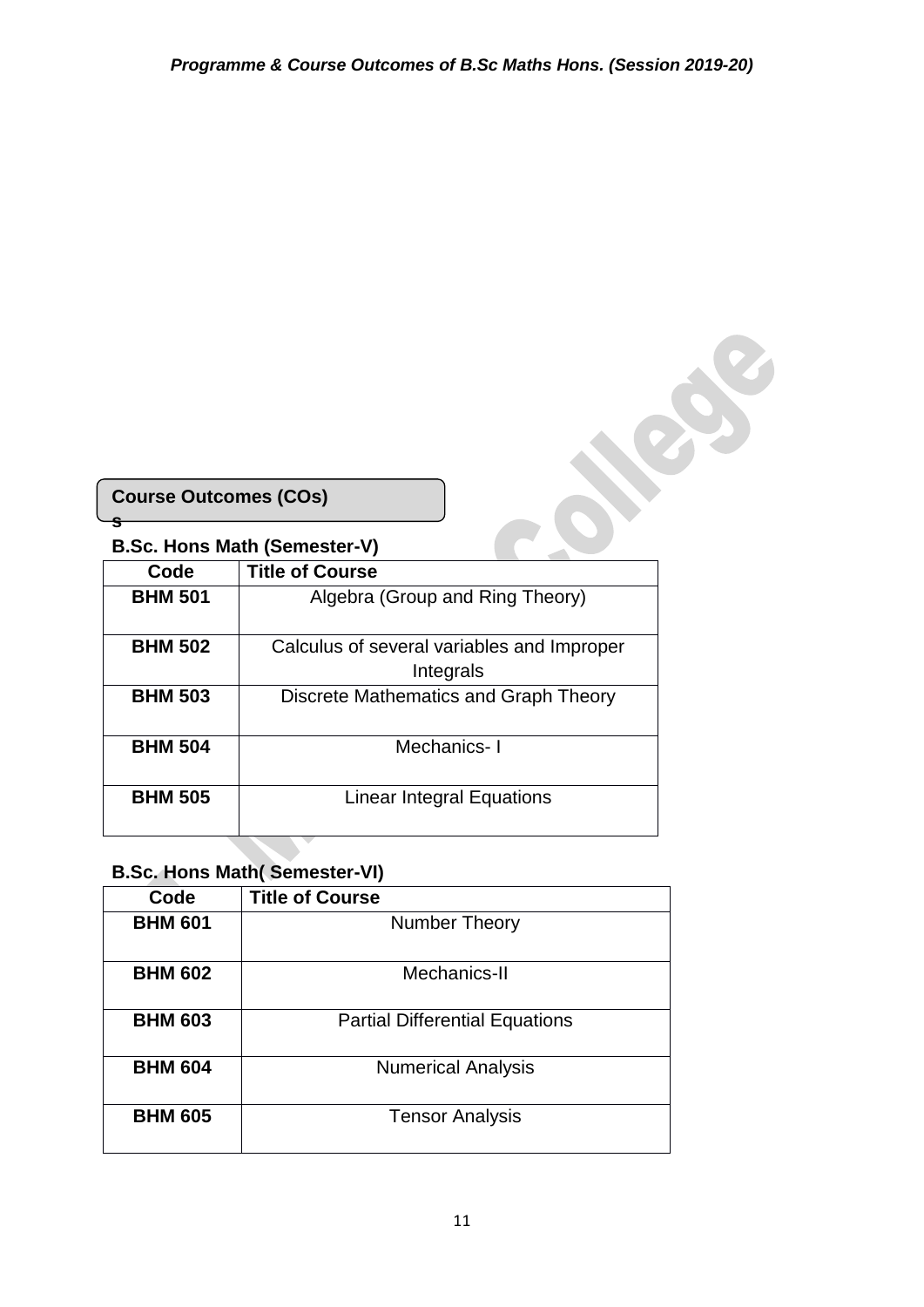## Course Outcomes (COs)

s

### B.Sc. Hons Math (Semester-V)

| Code | Title of Course |
|---|---|
| **BHM 501** | Algebra (Group and Ring Theory) |
| **BHM 502** | Calculus of several variables and Improper Integrals |
| **BHM 503** | Discrete Mathematics and Graph Theory |
| **BHM 504** | Mechanics- I |
| **BHM 505** | Linear Integral Equations |

### B.Sc. Hons Math( Semester-VI)

| Code | Title of Course |
|---|---|
| **BHM 601** | Number Theory |
| **BHM 602** | Mechanics-II |
| **BHM 603** | Partial Differential Equations |
| **BHM 604** | Numerical Analysis |
| **BHM 605** | Tensor Analysis |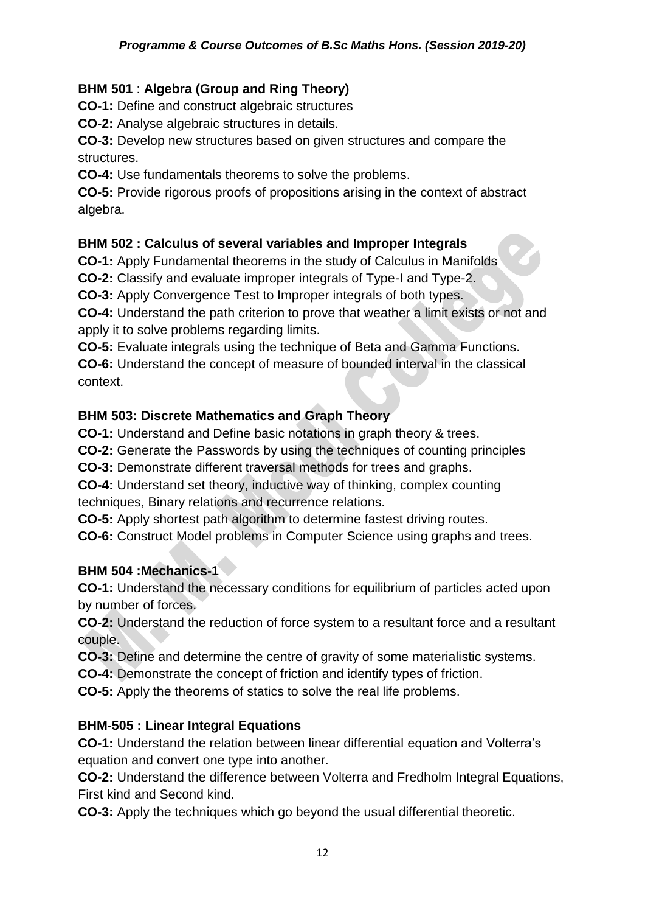### BHM 501 : Algebra (Group and Ring Theory)

**CO-1:** Define and construct algebraic structures

**CO-2:** Analyse algebraic structures in details.

**CO-3:** Develop new structures based on given structures and compare the structures.

**CO-4:** Use fundamentals theorems to solve the problems.

**CO-5:** Provide rigorous proofs of propositions arising in the context of abstract algebra.

### BHM 502 : Calculus of several variables and Improper Integrals

**CO-1:** Apply Fundamental theorems in the study of Calculus in Manifolds

**CO-2:** Classify and evaluate improper integrals of Type-I and Type-2.

**CO-3:** Apply Convergence Test to Improper integrals of both types.

**CO-4:** Understand the path criterion to prove that weather a limit exists or not and apply it to solve problems regarding limits.

**CO-5:** Evaluate integrals using the technique of Beta and Gamma Functions.

**CO-6:** Understand the concept of measure of bounded interval in the classical context.

### BHM 503: Discrete Mathematics and Graph Theory

**CO-1:** Understand and Define basic notations in graph theory & trees.

**CO-2:** Generate the Passwords by using the techniques of counting principles

**CO-3:** Demonstrate different traversal methods for trees and graphs.

**CO-4:** Understand set theory, inductive way of thinking, complex counting techniques, Binary relations and recurrence relations.

**CO-5:** Apply shortest path algorithm to determine fastest driving routes.

**CO-6:** Construct Model problems in Computer Science using graphs and trees.

### BHM 504 :Mechanics-1

**CO-1:** Understand the necessary conditions for equilibrium of particles acted upon by number of forces.

**CO-2:** Understand the reduction of force system to a resultant force and a resultant couple.

**CO-3:** Define and determine the centre of gravity of some materialistic systems.

**CO-4:** Demonstrate the concept of friction and identify types of friction.

**CO-5:** Apply the theorems of statics to solve the real life problems.

### BHM-505 : Linear Integral Equations

**CO-1:** Understand the relation between linear differential equation and Volterra's equation and convert one type into another.

**CO-2:** Understand the difference between Volterra and Fredholm Integral Equations, First kind and Second kind.

**CO-3:** Apply the techniques which go beyond the usual differential theoretic.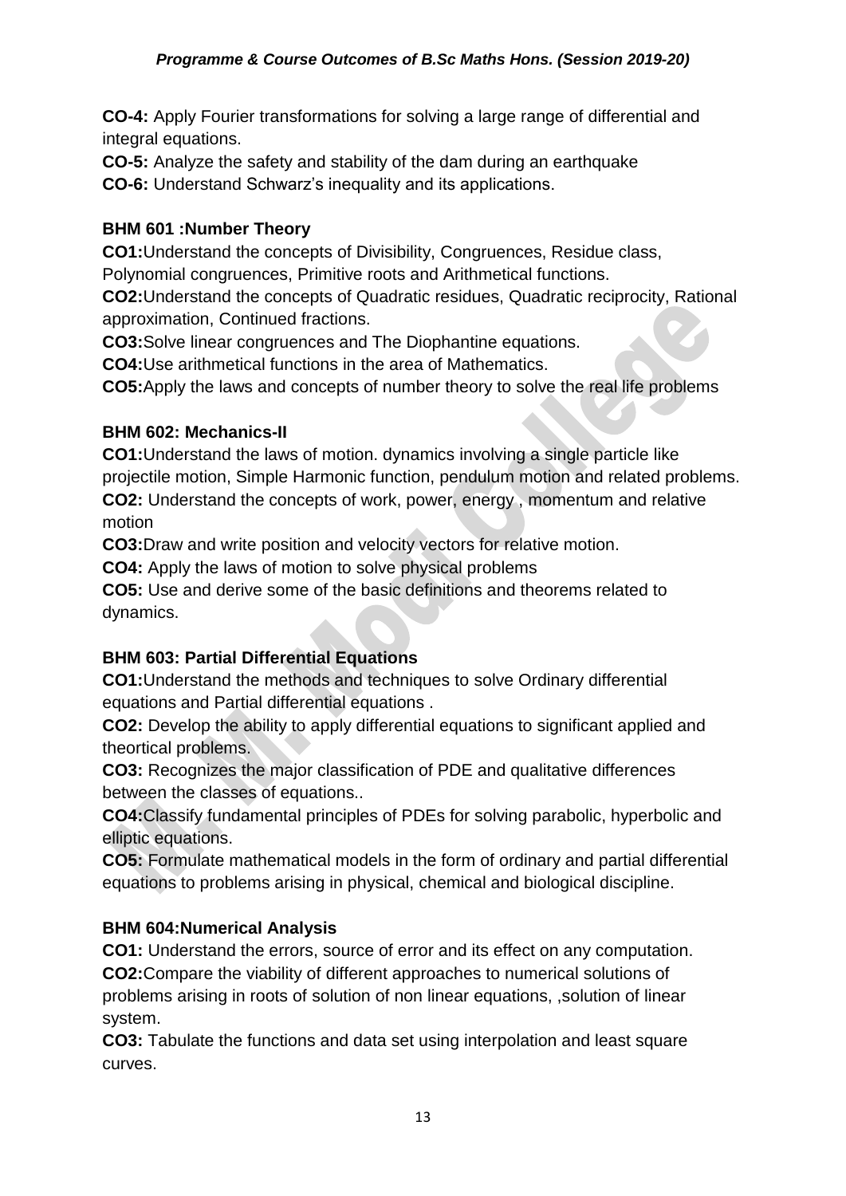**CO-4:** Apply Fourier transformations for solving a large range of differential and integral equations.
**CO-5:** Analyze the safety and stability of the dam during an earthquake
**CO-6:** Understand Schwarz's inequality and its applications.

**BHM 601 :Number Theory**

**CO1:**Understand the concepts of Divisibility, Congruences, Residue class, Polynomial congruences, Primitive roots and Arithmetical functions.
**CO2:**Understand the concepts of Quadratic residues, Quadratic reciprocity, Rational approximation, Continued fractions.
**CO3:**Solve linear congruences and The Diophantine equations.
**CO4:**Use arithmetical functions in the area of Mathematics.
**CO5:**Apply the laws and concepts of number theory to solve the real life problems

**BHM 602: Mechanics-II**

**CO1:**Understand the laws of motion. dynamics involving a single particle like projectile motion, Simple Harmonic function, pendulum motion and related problems.
**CO2:** Understand the concepts of work, power, energy , momentum and relative motion
**CO3:**Draw and write position and velocity vectors for relative motion.
**CO4:** Apply the laws of motion to solve physical problems
**CO5:** Use and derive some of the basic definitions and theorems related to dynamics.

**BHM 603: Partial Differential Equations**

**CO1:**Understand the methods and techniques to solve Ordinary differential equations and Partial differential equations .
**CO2:** Develop the ability to apply differential equations to significant applied and theortical problems.
**CO3:** Recognizes the major classification of PDE and qualitative differences between the classes of equations..
**CO4:**Classify fundamental principles of PDEs for solving parabolic, hyperbolic and elliptic equations.
**CO5:** Formulate mathematical models in the form of ordinary and partial differential equations to problems arising in physical, chemical and biological discipline.

**BHM 604:Numerical Analysis**

**CO1:** Understand the errors, source of error and its effect on any computation.
**CO2:**Compare the viability of different approaches to numerical solutions of problems arising in roots of solution of non linear equations, ,solution of linear system.
**CO3:** Tabulate the functions and data set using interpolation and least square curves.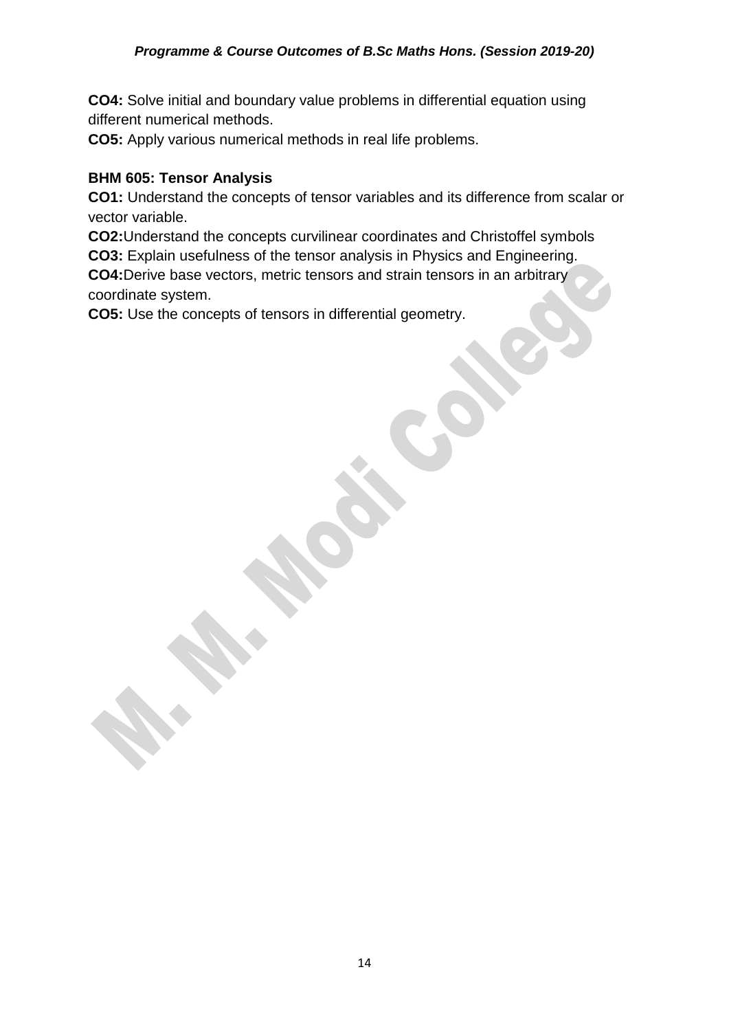**CO4:** Solve initial and boundary value problems in differential equation using different numerical methods.

**CO5:** Apply various numerical methods in real life problems.

**BHM 605: Tensor Analysis**

**CO1:** Understand the concepts of tensor variables and its difference from scalar or vector variable.

**CO2:**Understand the concepts curvilinear coordinates and Christoffel symbols

**CO3:** Explain usefulness of the tensor analysis in Physics and Engineering.

**CO4:**Derive base vectors, metric tensors and strain tensors in an arbitrary coordinate system.

**CO5:** Use the concepts of tensors in differential geometry.